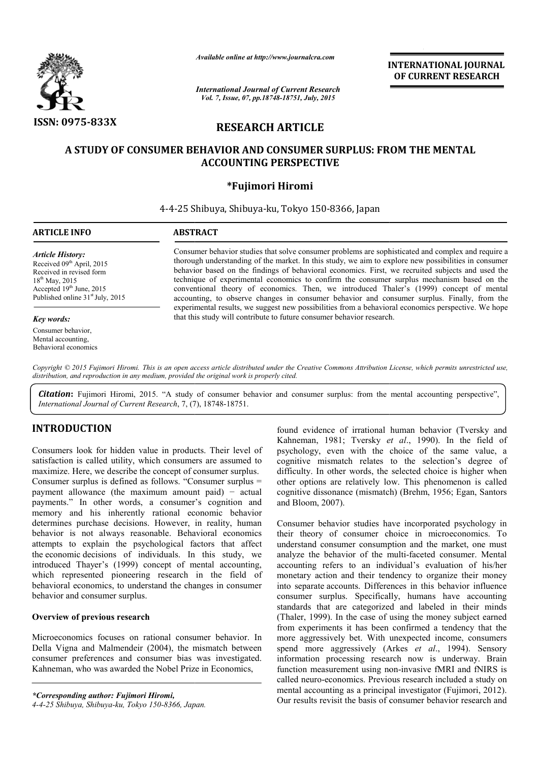# RESEARCH ARTICLE

## A STUDY OF CONSUMER BEHAVIOR AND CONSUMER SURPLUS: FROM THE MENTAL ACCOUNTING PERSPECTIVE

**\*Fujimori Hiromi**

4-4-25 Shibuya, Shibuya-ku, Tokyo 150-8366, Japan

**ARTICLE INFO**

*Article History:*

Received 09th April, 2015

Received in revised form 18th May, 2015

Accepted 19th June, 2015

Published online 31st July, 2015

*Key words:*

Consumer behavior,

Mental accounting,

Behavioral economics

**ABSTRACT**

Consumer behavior studies that solve consumer problems are sophisticated and complex and require a thorough understanding of the market. In this study, we aim to explore new possibilities in consumer behavior based on the findings of behavioral economics. First, we recruited subjects and used the technique of experimental economics to confirm the consumer surplus mechanism based on the conventional theory of economics. Then, we introduced Thaler's (1999) concept of mental accounting, to observe changes in consumer behavior and consumer surplus. Finally, from the experimental results, we suggest new possibilities from a behavioral economics perspective. We hope that this study will contribute to future consumer behavior research.

*Copyright © 2015 Fujimori Hiromi. This is an open access article distributed under the Creative Commons Attribution License, which permits unrestricted use, distribution, and reproduction in any medium, provided the original work is properly cited.*

***Citation*:** Fujimori Hiromi, 2015. "A study of consumer behavior and consumer surplus: from the mental accounting perspective", *International Journal of Current Research*, 7, (7), 18748-18751.

## INTRODUCTION

Consumers look for hidden value in products. Their level of satisfaction is called utility, which consumers are assumed to maximize. Here, we describe the concept of consumer surplus. Consumer surplus is defined as follows. "Consumer surplus = payment allowance (the maximum amount paid) − actual payments." In other words, a consumer's cognition and memory and his inherently rational economic behavior determines purchase decisions. However, in reality, human behavior is not always reasonable. Behavioral economics attempts to explain the psychological factors that affect the economic decisions of individuals. In this study, we introduced Thayer's (1999) concept of mental accounting, which represented pioneering research in the field of behavioral economics, to understand the changes in consumer behavior and consumer surplus.

### Overview of previous research

Microeconomics focuses on rational consumer behavior. In Della Vigna and Malmendeir (2004), the mismatch between consumer preferences and consumer bias was investigated. Kahneman, who was awarded the Nobel Prize in Economics, found evidence of irrational human behavior (Tversky and Kahneman, 1981; Tversky *et al*., 1990). In the field of psychology, even with the choice of the same value, a cognitive mismatch relates to the selection's degree of difficulty. In other words, the selected choice is higher when other options are relatively low. This phenomenon is called cognitive dissonance (mismatch) (Brehm, 1956; Egan, Santors and Bloom, 2007).

Consumer behavior studies have incorporated psychology in their theory of consumer choice in microeconomics. To understand consumer consumption and the market, one must analyze the behavior of the multi-faceted consumer. Mental accounting refers to an individual's evaluation of his/her monetary action and their tendency to organize their money into separate accounts. Differences in this behavior influence consumer surplus. Specifically, humans have accounting standards that are categorized and labeled in their minds (Thaler, 1999). In the case of using the money subject earned from experiments it has been confirmed a tendency that the more aggressively bet. With unexpected income, consumers spend more aggressively (Arkes *et al*., 1994). Sensory information processing research now is underway. Brain function measurement using non-invasive fMRI and fNIRS is called neuro-economics. Previous research included a study on mental accounting as a principal investigator (Fujimori, 2012). Our results revisit the basis of consumer behavior research and

*\*Corresponding author: Fujimori Hiromi,*
*4-4-25 Shibuya, Shibuya-ku, Tokyo 150-8366, Japan.*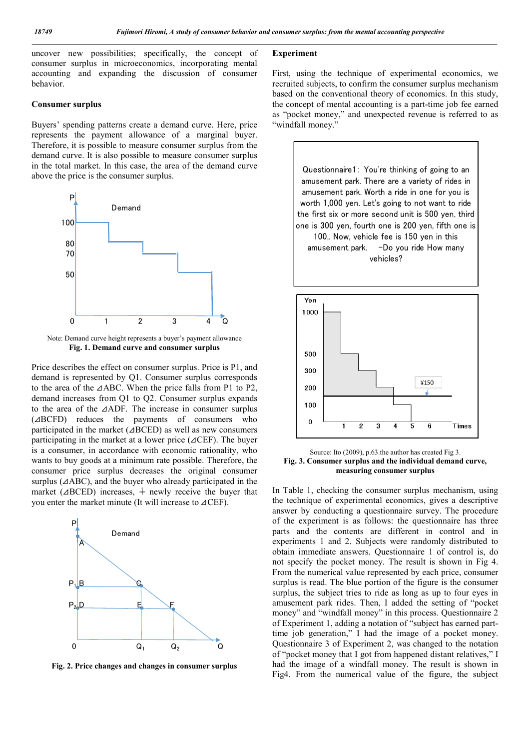uncover new possibilities; specifically, the concept of consumer surplus in microeconomics, incorporating mental accounting and expanding the discussion of consumer behavior.

### Consumer surplus

Buyers' spending patterns create a demand curve. Here, price represents the payment allowance of a marginal buyer. Therefore, it is possible to measure consumer surplus from the demand curve. It is also possible to measure consumer surplus in the total market. In this case, the area of the demand curve above the price is the consumer surplus.

Note: Demand curve height represents a buyer's payment allowance

**Fig. 1. Demand curve and consumer surplus**

Price describes the effect on consumer surplus. Price is P1, and demand is represented by Q1. Consumer surplus corresponds to the area of the ⊿ABC. When the price falls from P1 to P2, demand increases from Q1 to Q2. Consumer surplus expands to the area of the ⊿ADF. The increase in consumer surplus (⊿BCFD) reduces the payments of consumers who participated in the market (⊿BCED) as well as new consumers participating in the market at a lower price (⊿CEF). The buyer is a consumer, in accordance with economic rationality, who wants to buy goods at a minimum rate possible. Therefore, the consumer price surplus decreases the original consumer surplus (⊿ABC), and the buyer who already participated in the market (⊿BCED) increases, ╅ newly receive the buyer that you enter the market minute (It will increase to ⊿CEF).

**Fig. 2. Price changes and changes in consumer surplus**

### Experiment

First, using the technique of experimental economics, we recruited subjects, to confirm the consumer surplus mechanism based on the conventional theory of economics. In this study, the concept of mental accounting is a part-time job fee earned as "pocket money," and unexpected revenue is referred to as "windfall money."

Questionnaire1 : You're thinking of going to an amusement park. There are a variety of rides in amusement park. Worth a ride in one for you is worth 1,000 yen. Let's going to not want to ride the first six or more second unit is 500 yen, third one is 300 yen, fourth one is 200 yen, fifth one is 100,. Now, vehicle fee is 150 yen in this amusement park. -Do you ride How many vehicles?

Source: Ito (2009), p.63.the author has created Fig 3.

**Fig. 3. Consumer surplus and the individual demand curve, measuring consumer surplus**

In Table 1, checking the consumer surplus mechanism, using the technique of experimental economics, gives a descriptive answer by conducting a questionnaire survey. The procedure of the experiment is as follows: the questionnaire has three parts and the contents are different in control and in experiments 1 and 2. Subjects were randomly distributed to obtain immediate answers. Questionnaire 1 of control is, do not specify the pocket money. The result is shown in Fig 4. From the numerical value represented by each price, consumer surplus is read. The blue portion of the figure is the consumer surplus, the subject tries to ride as long as up to four eyes in amusement park rides. Then, I added the setting of "pocket money" and "windfall money" in this process. Questionnaire 2 of Experiment 1, adding a notation of "subject has earned part-time job generation," I had the image of a pocket money. Questionnaire 3 of Experiment 2, was changed to the notation of "pocket money that I got from happened distant relatives," I had the image of a windfall money. The result is shown in Fig4. From the numerical value of the figure, the subject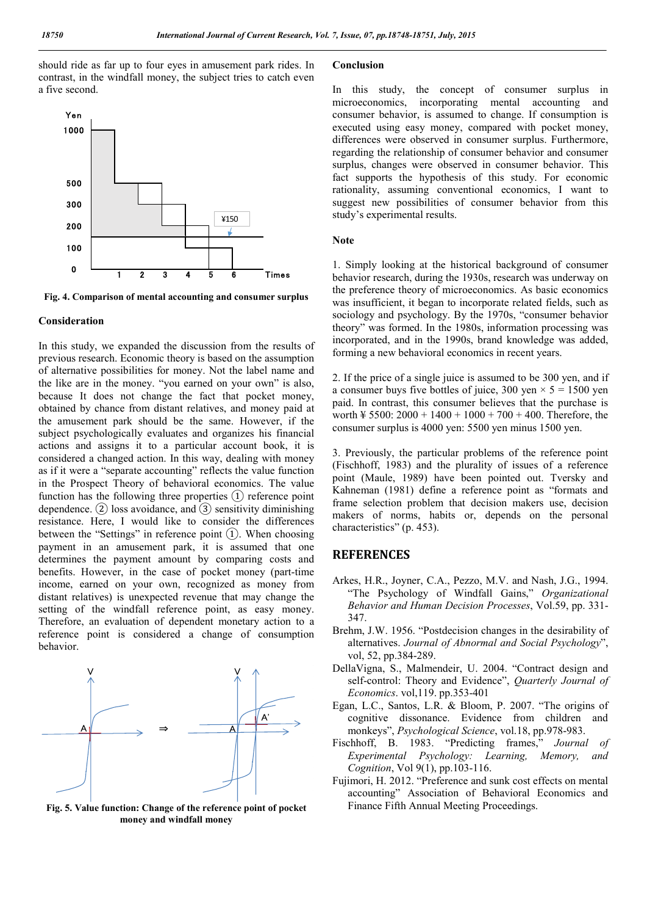should ride as far up to four eyes in amusement park rides. In contrast, in the windfall money, the subject tries to catch even a five second.

Fig. 4. Comparison of mental accounting and consumer surplus

### Consideration

In this study, we expanded the discussion from the results of previous research. Economic theory is based on the assumption of alternative possibilities for money. Not the label name and the like are in the money. "you earned on your own" is also, because It does not change the fact that pocket money, obtained by chance from distant relatives, and money paid at the amusement park should be the same. However, if the subject psychologically evaluates and organizes his financial actions and assigns it to a particular account book, it is considered a changed action. In this way, dealing with money as if it were a "separate accounting" reflects the value function in the Prospect Theory of behavioral economics. The value function has the following three properties ① reference point dependence. ② loss avoidance, and ③ sensitivity diminishing resistance. Here, I would like to consider the differences between the "Settings" in reference point ①. When choosing payment in an amusement park, it is assumed that one determines the payment amount by comparing costs and benefits. However, in the case of pocket money (part-time income, earned on your own, recognized as money from distant relatives) is unexpected revenue that may change the setting of the windfall reference point, as easy money. Therefore, an evaluation of dependent monetary action to a reference point is considered a change of consumption behavior.

Fig. 5. Value function: Change of the reference point of pocket money and windfall money

### Conclusion

In this study, the concept of consumer surplus in microeconomics, incorporating mental accounting and consumer behavior, is assumed to change. If consumption is executed using easy money, compared with pocket money, differences were observed in consumer surplus. Furthermore, regarding the relationship of consumer behavior and consumer surplus, changes were observed in consumer behavior. This fact supports the hypothesis of this study. For economic rationality, assuming conventional economics, I want to suggest new possibilities of consumer behavior from this study's experimental results.

### Note

1. Simply looking at the historical background of consumer behavior research, during the 1930s, research was underway on the preference theory of microeconomics. As basic economics was insufficient, it began to incorporate related fields, such as sociology and psychology. By the 1970s, "consumer behavior theory" was formed. In the 1980s, information processing was incorporated, and in the 1990s, brand knowledge was added, forming a new behavioral economics in recent years.

2. If the price of a single juice is assumed to be 300 yen, and if a consumer buys five bottles of juice, 300 yen × 5 = 1500 yen paid. In contrast, this consumer believes that the purchase is worth ¥ 5500: 2000 + 1400 + 1000 + 700 + 400. Therefore, the consumer surplus is 4000 yen: 5500 yen minus 1500 yen.

3. Previously, the particular problems of the reference point (Fischhoff, 1983) and the plurality of issues of a reference point (Maule, 1989) have been pointed out. Tversky and Kahneman (1981) define a reference point as "formats and frame selection problem that decision makers use, decision makers of norms, habits or, depends on the personal characteristics" (p. 453).

## REFERENCES

Arkes, H.R., Joyner, C.A., Pezzo, M.V. and Nash, J.G., 1994. "The Psychology of Windfall Gains," *Organizational Behavior and Human Decision Processes*, Vol.59, pp. 331-347.

Brehm, J.W. 1956. "Postdecision changes in the desirability of alternatives. *Journal of Abnormal and Social Psychology*", vol, 52, pp.384-289.

DellaVigna, S., Malmendeir, U. 2004. "Contract design and self-control: Theory and Evidence", *Quarterly Journal of Economics*. vol,119. pp.353-401

Egan, L.C., Santos, L.R. & Bloom, P. 2007. "The origins of cognitive dissonance. Evidence from children and monkeys", *Psychological Science*, vol.18, pp.978-983.

Fischhoff, B. 1983. "Predicting frames," *Journal of Experimental Psychology: Learning, Memory, and Cognition*, Vol 9(1), pp.103-116.

Fujimori, H. 2012. "Preference and sunk cost effects on mental accounting" Association of Behavioral Economics and Finance Fifth Annual Meeting Proceedings.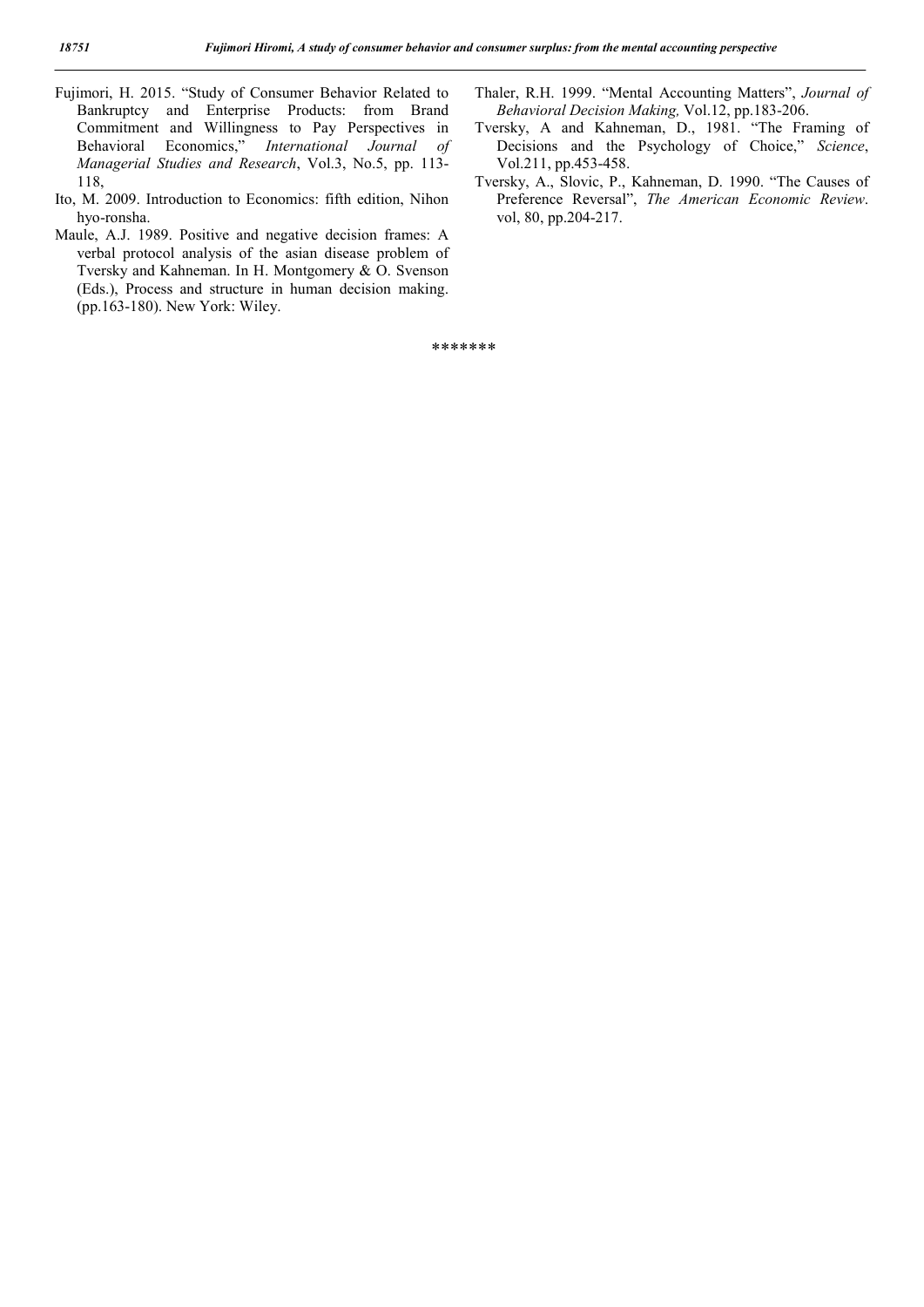Fujimori, H. 2015. "Study of Consumer Behavior Related to Bankruptcy and Enterprise Products: from Brand Commitment and Willingness to Pay Perspectives in Behavioral Economics," *International Journal of Managerial Studies and Research*, Vol.3, No.5, pp. 113-118,

Ito, M. 2009. Introduction to Economics: fifth edition, Nihon hyo-ronsha.

Maule, A.J. 1989. Positive and negative decision frames: A verbal protocol analysis of the asian disease problem of Tversky and Kahneman. In H. Montgomery & O. Svenson (Eds.), Process and structure in human decision making. (pp.163-180). New York: Wiley.

Thaler, R.H. 1999. "Mental Accounting Matters", *Journal of Behavioral Decision Making,* Vol.12, pp.183-206.

Tversky, A and Kahneman, D., 1981. "The Framing of Decisions and the Psychology of Choice," *Science*, Vol.211, pp.453-458.

Tversky, A., Slovic, P., Kahneman, D. 1990. "The Causes of Preference Reversal", *The American Economic Review*. vol, 80, pp.204-217.

*******